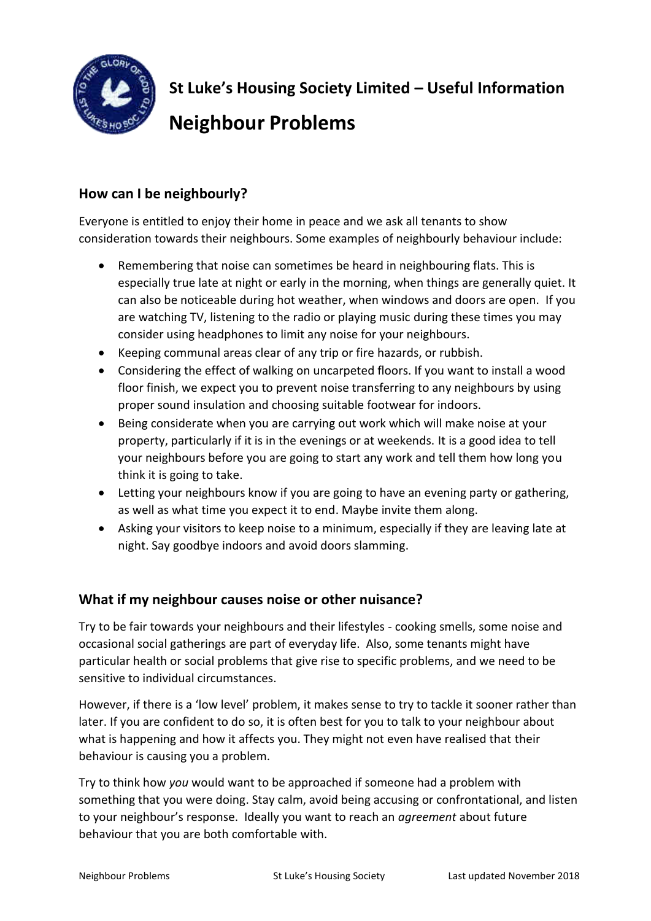# St Luke's Housing Society Limited – Useful Information

# Neighbour Problems

## How can I be neighbourly?

Everyone is entitled to enjoy their home in peace and we ask all tenants to show consideration towards their neighbours. Some examples of neighbourly behaviour include:

- Remembering that noise can sometimes be heard in neighbouring flats. This is especially true late at night or early in the morning, when things are generally quiet. It can also be noticeable during hot weather, when windows and doors are open. If you are watching TV, listening to the radio or playing music during these times you may consider using headphones to limit any noise for your neighbours.
- Keeping communal areas clear of any trip or fire hazards, or rubbish.
- Considering the effect of walking on uncarpeted floors. If you want to install a wood floor finish, we expect you to prevent noise transferring to any neighbours by using proper sound insulation and choosing suitable footwear for indoors.
- Being considerate when you are carrying out work which will make noise at your property, particularly if it is in the evenings or at weekends. It is a good idea to tell your neighbours before you are going to start any work and tell them how long you think it is going to take.
- Letting your neighbours know if you are going to have an evening party or gathering, as well as what time you expect it to end. Maybe invite them along.
- Asking your visitors to keep noise to a minimum, especially if they are leaving late at night. Say goodbye indoors and avoid doors slamming.

## What if my neighbour causes noise or other nuisance?

Try to be fair towards your neighbours and their lifestyles - cooking smells, some noise and occasional social gatherings are part of everyday life. Also, some tenants might have particular health or social problems that give rise to specific problems, and we need to be sensitive to individual circumstances.

However, if there is a 'low level' problem, it makes sense to try to tackle it sooner rather than later. If you are confident to do so, it is often best for you to talk to your neighbour about what is happening and how it affects you. They might not even have realised that their behaviour is causing you a problem.

Try to think how *you* would want to be approached if someone had a problem with something that you were doing. Stay calm, avoid being accusing or confrontational, and listen to your neighbour's response. Ideally you want to reach an *agreement* about future behaviour that you are both comfortable with.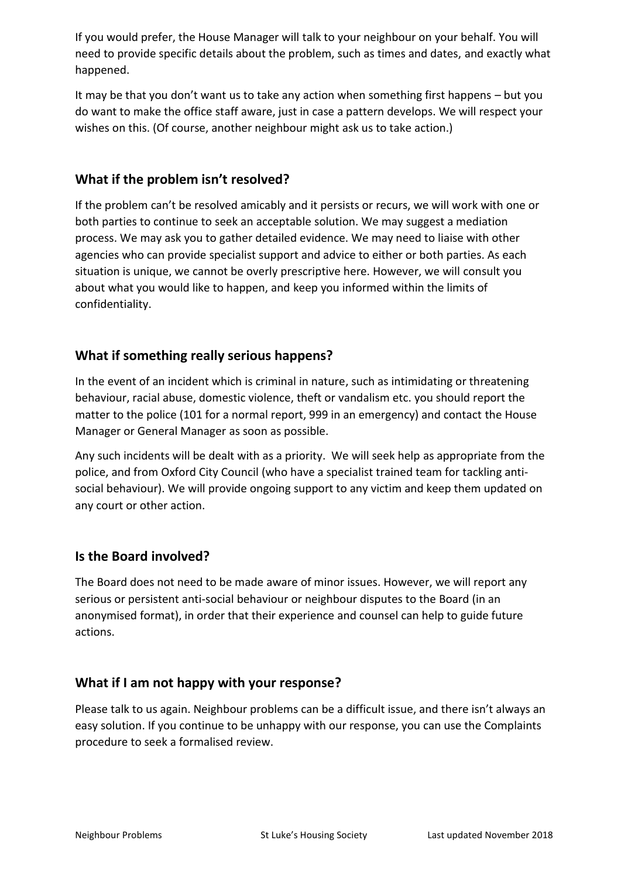If you would prefer, the House Manager will talk to your neighbour on your behalf. You will need to provide specific details about the problem, such as times and dates, and exactly what happened.

It may be that you don't want us to take any action when something first happens – but you do want to make the office staff aware, just in case a pattern develops. We will respect your wishes on this. (Of course, another neighbour might ask us to take action.)

## What if the problem isn't resolved?

If the problem can't be resolved amicably and it persists or recurs, we will work with one or both parties to continue to seek an acceptable solution. We may suggest a mediation process. We may ask you to gather detailed evidence. We may need to liaise with other agencies who can provide specialist support and advice to either or both parties. As each situation is unique, we cannot be overly prescriptive here. However, we will consult you about what you would like to happen, and keep you informed within the limits of confidentiality.

## What if something really serious happens?

In the event of an incident which is criminal in nature, such as intimidating or threatening behaviour, racial abuse, domestic violence, theft or vandalism etc. you should report the matter to the police (101 for a normal report, 999 in an emergency) and contact the House Manager or General Manager as soon as possible.

Any such incidents will be dealt with as a priority. We will seek help as appropriate from the police, and from Oxford City Council (who have a specialist trained team for tackling anti-social behaviour). We will provide ongoing support to any victim and keep them updated on any court or other action.

## Is the Board involved?

The Board does not need to be made aware of minor issues. However, we will report any serious or persistent anti-social behaviour or neighbour disputes to the Board (in an anonymised format), in order that their experience and counsel can help to guide future actions.

## What if I am not happy with your response?

Please talk to us again. Neighbour problems can be a difficult issue, and there isn't always an easy solution. If you continue to be unhappy with our response, you can use the Complaints procedure to seek a formalised review.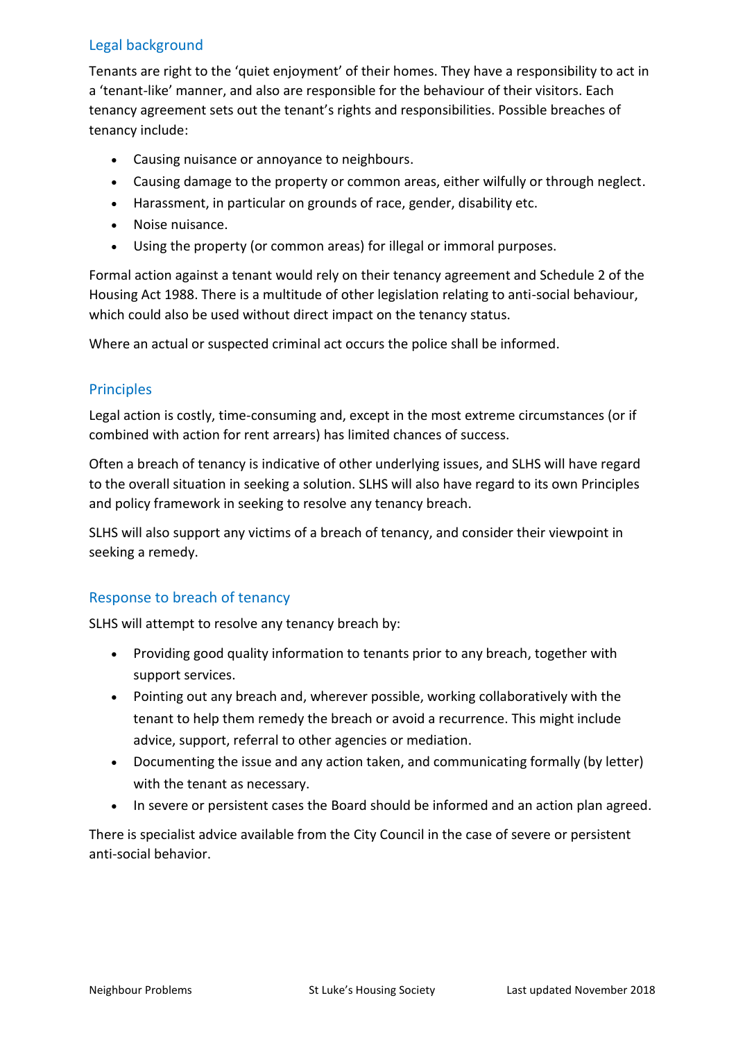## Legal background

Tenants are right to the 'quiet enjoyment' of their homes. They have a responsibility to act in a 'tenant-like' manner, and also are responsible for the behaviour of their visitors. Each tenancy agreement sets out the tenant's rights and responsibilities. Possible breaches of tenancy include:

- Causing nuisance or annoyance to neighbours.
- Causing damage to the property or common areas, either wilfully or through neglect.
- Harassment, in particular on grounds of race, gender, disability etc.
- Noise nuisance.
- Using the property (or common areas) for illegal or immoral purposes.

Formal action against a tenant would rely on their tenancy agreement and Schedule 2 of the Housing Act 1988. There is a multitude of other legislation relating to anti-social behaviour, which could also be used without direct impact on the tenancy status.

Where an actual or suspected criminal act occurs the police shall be informed.

## Principles

Legal action is costly, time-consuming and, except in the most extreme circumstances (or if combined with action for rent arrears) has limited chances of success.

Often a breach of tenancy is indicative of other underlying issues, and SLHS will have regard to the overall situation in seeking a solution. SLHS will also have regard to its own Principles and policy framework in seeking to resolve any tenancy breach.

SLHS will also support any victims of a breach of tenancy, and consider their viewpoint in seeking a remedy.

## Response to breach of tenancy

SLHS will attempt to resolve any tenancy breach by:

- Providing good quality information to tenants prior to any breach, together with support services.
- Pointing out any breach and, wherever possible, working collaboratively with the tenant to help them remedy the breach or avoid a recurrence. This might include advice, support, referral to other agencies or mediation.
- Documenting the issue and any action taken, and communicating formally (by letter) with the tenant as necessary.
- In severe or persistent cases the Board should be informed and an action plan agreed.

There is specialist advice available from the City Council in the case of severe or persistent anti-social behavior.